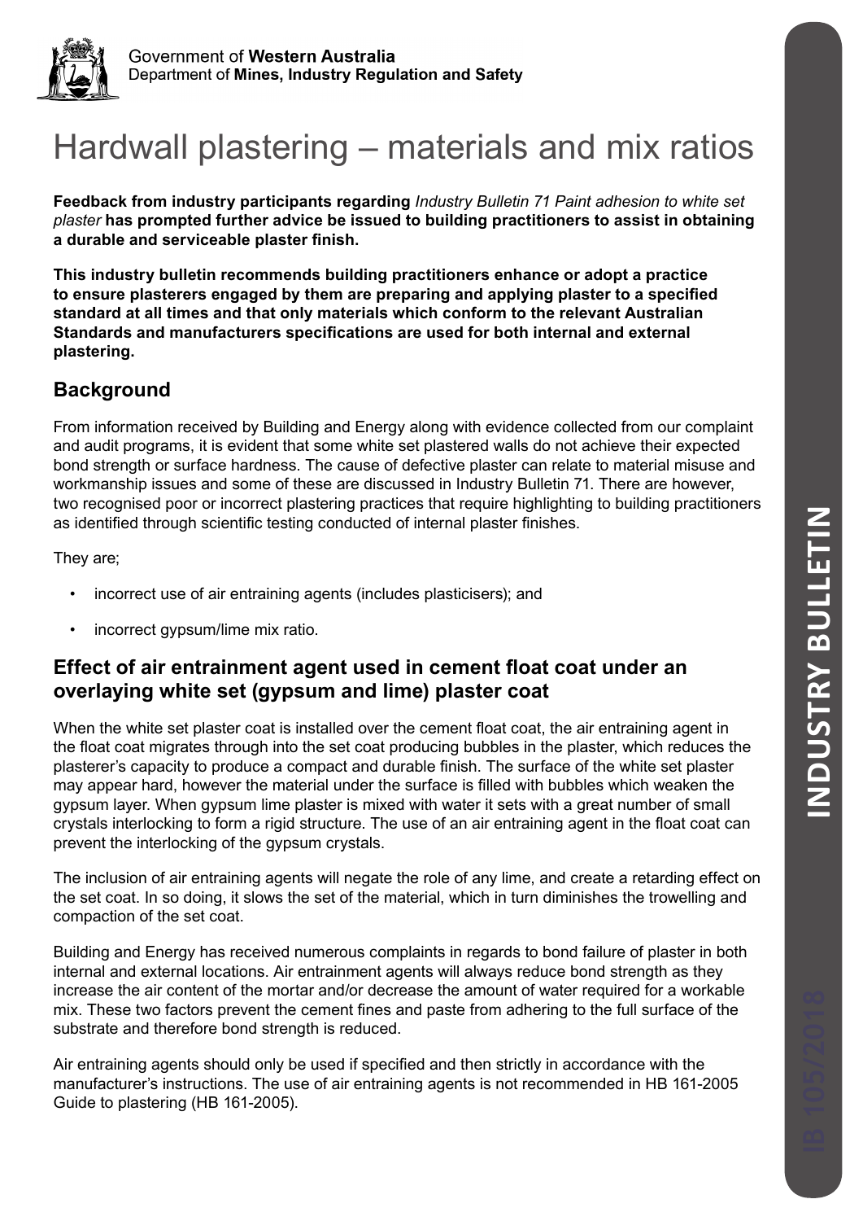Government of **Western Australia**
Department of **Mines, Industry Regulation and Safety**

# Hardwall plastering – materials and mix ratios

**Feedback from industry participants regarding** *Industry Bulletin 71 Paint adhesion to white set plaster* **has prompted further advice be issued to building practitioners to assist in obtaining a durable and serviceable plaster finish.**

**This industry bulletin recommends building practitioners enhance or adopt a practice to ensure plasterers engaged by them are preparing and applying plaster to a specified standard at all times and that only materials which conform to the relevant Australian Standards and manufacturers specifications are used for both internal and external plastering.**

## Background

From information received by Building and Energy along with evidence collected from our complaint and audit programs, it is evident that some white set plastered walls do not achieve their expected bond strength or surface hardness. The cause of defective plaster can relate to material misuse and workmanship issues and some of these are discussed in Industry Bulletin 71. There are however, two recognised poor or incorrect plastering practices that require highlighting to building practitioners as identified through scientific testing conducted of internal plaster finishes.

They are;

- incorrect use of air entraining agents (includes plasticisers); and
- incorrect gypsum/lime mix ratio.

## Effect of air entrainment agent used in cement float coat under an overlaying white set (gypsum and lime) plaster coat

When the white set plaster coat is installed over the cement float coat, the air entraining agent in the float coat migrates through into the set coat producing bubbles in the plaster, which reduces the plasterer's capacity to produce a compact and durable finish. The surface of the white set plaster may appear hard, however the material under the surface is filled with bubbles which weaken the gypsum layer. When gypsum lime plaster is mixed with water it sets with a great number of small crystals interlocking to form a rigid structure. The use of an air entraining agent in the float coat can prevent the interlocking of the gypsum crystals.

The inclusion of air entraining agents will negate the role of any lime, and create a retarding effect on the set coat. In so doing, it slows the set of the material, which in turn diminishes the trowelling and compaction of the set coat.

Building and Energy has received numerous complaints in regards to bond failure of plaster in both internal and external locations. Air entrainment agents will always reduce bond strength as they increase the air content of the mortar and/or decrease the amount of water required for a workable mix. These two factors prevent the cement fines and paste from adhering to the full surface of the substrate and therefore bond strength is reduced.

Air entraining agents should only be used if specified and then strictly in accordance with the manufacturer's instructions. The use of air entraining agents is not recommended in HB 161-2005 Guide to plastering (HB 161-2005).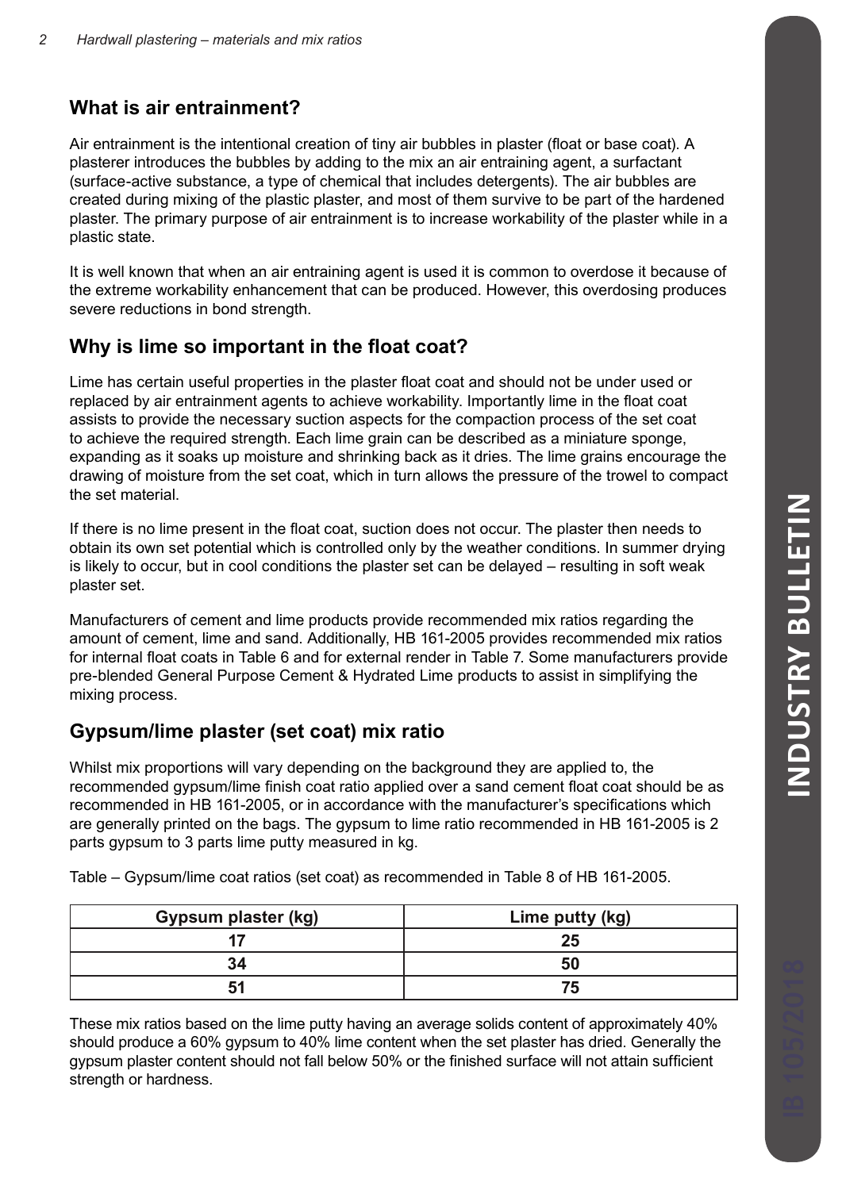## What is air entrainment?

Air entrainment is the intentional creation of tiny air bubbles in plaster (float or base coat). A plasterer introduces the bubbles by adding to the mix an air entraining agent, a surfactant (surface-active substance, a type of chemical that includes detergents). The air bubbles are created during mixing of the plastic plaster, and most of them survive to be part of the hardened plaster. The primary purpose of air entrainment is to increase workability of the plaster while in a plastic state.

It is well known that when an air entraining agent is used it is common to overdose it because of the extreme workability enhancement that can be produced. However, this overdosing produces severe reductions in bond strength.

## Why is lime so important in the float coat?

Lime has certain useful properties in the plaster float coat and should not be under used or replaced by air entrainment agents to achieve workability. Importantly lime in the float coat assists to provide the necessary suction aspects for the compaction process of the set coat to achieve the required strength. Each lime grain can be described as a miniature sponge, expanding as it soaks up moisture and shrinking back as it dries. The lime grains encourage the drawing of moisture from the set coat, which in turn allows the pressure of the trowel to compact the set material.

If there is no lime present in the float coat, suction does not occur. The plaster then needs to obtain its own set potential which is controlled only by the weather conditions. In summer drying is likely to occur, but in cool conditions the plaster set can be delayed – resulting in soft weak plaster set.

Manufacturers of cement and lime products provide recommended mix ratios regarding the amount of cement, lime and sand. Additionally, HB 161-2005 provides recommended mix ratios for internal float coats in Table 6 and for external render in Table 7. Some manufacturers provide pre-blended General Purpose Cement & Hydrated Lime products to assist in simplifying the mixing process.

## Gypsum/lime plaster (set coat) mix ratio

Whilst mix proportions will vary depending on the background they are applied to, the recommended gypsum/lime finish coat ratio applied over a sand cement float coat should be as recommended in HB 161-2005, or in accordance with the manufacturer's specifications which are generally printed on the bags. The gypsum to lime ratio recommended in HB 161-2005 is 2 parts gypsum to 3 parts lime putty measured in kg.

Table – Gypsum/lime coat ratios (set coat) as recommended in Table 8 of HB 161-2005.

| Gypsum plaster (kg) | Lime putty (kg) |
| --- | --- |
| 17 | 25 |
| 34 | 50 |
| 51 | 75 |

These mix ratios based on the lime putty having an average solids content of approximately 40% should produce a 60% gypsum to 40% lime content when the set plaster has dried. Generally the gypsum plaster content should not fall below 50% or the finished surface will not attain sufficient strength or hardness.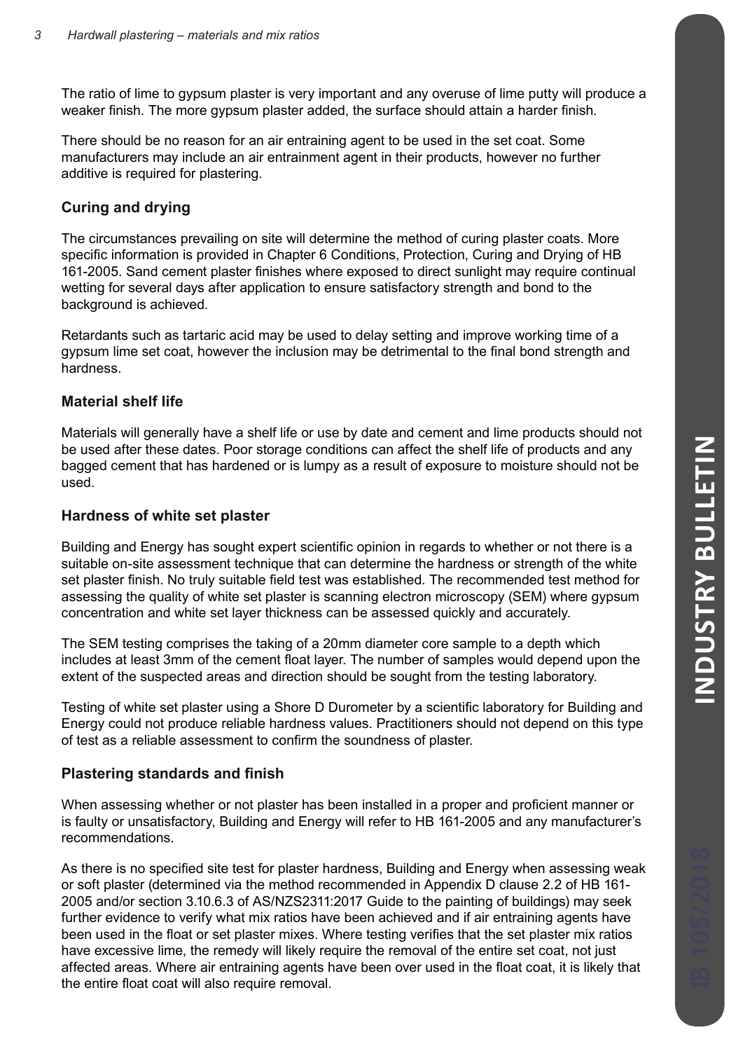The ratio of lime to gypsum plaster is very important and any overuse of lime putty will produce a weaker finish. The more gypsum plaster added, the surface should attain a harder finish.

There should be no reason for an air entraining agent to be used in the set coat. Some manufacturers may include an air entrainment agent in their products, however no further additive is required for plastering.

### Curing and drying

The circumstances prevailing on site will determine the method of curing plaster coats. More specific information is provided in Chapter 6 Conditions, Protection, Curing and Drying of HB 161-2005. Sand cement plaster finishes where exposed to direct sunlight may require continual wetting for several days after application to ensure satisfactory strength and bond to the background is achieved.

Retardants such as tartaric acid may be used to delay setting and improve working time of a gypsum lime set coat, however the inclusion may be detrimental to the final bond strength and hardness.

### Material shelf life

Materials will generally have a shelf life or use by date and cement and lime products should not be used after these dates. Poor storage conditions can affect the shelf life of products and any bagged cement that has hardened or is lumpy as a result of exposure to moisture should not be used.

### Hardness of white set plaster

Building and Energy has sought expert scientific opinion in regards to whether or not there is a suitable on-site assessment technique that can determine the hardness or strength of the white set plaster finish. No truly suitable field test was established. The recommended test method for assessing the quality of white set plaster is scanning electron microscopy (SEM) where gypsum concentration and white set layer thickness can be assessed quickly and accurately.

The SEM testing comprises the taking of a 20mm diameter core sample to a depth which includes at least 3mm of the cement float layer. The number of samples would depend upon the extent of the suspected areas and direction should be sought from the testing laboratory.

Testing of white set plaster using a Shore D Durometer by a scientific laboratory for Building and Energy could not produce reliable hardness values. Practitioners should not depend on this type of test as a reliable assessment to confirm the soundness of plaster.

### Plastering standards and finish

When assessing whether or not plaster has been installed in a proper and proficient manner or is faulty or unsatisfactory, Building and Energy will refer to HB 161-2005 and any manufacturer's recommendations.

As there is no specified site test for plaster hardness, Building and Energy when assessing weak or soft plaster (determined via the method recommended in Appendix D clause 2.2 of HB 161-2005 and/or section 3.10.6.3 of AS/NZS2311:2017 Guide to the painting of buildings) may seek further evidence to verify what mix ratios have been achieved and if air entraining agents have been used in the float or set plaster mixes. Where testing verifies that the set plaster mix ratios have excessive lime, the remedy will likely require the removal of the entire set coat, not just affected areas. Where air entraining agents have been over used in the float coat, it is likely that the entire float coat will also require removal.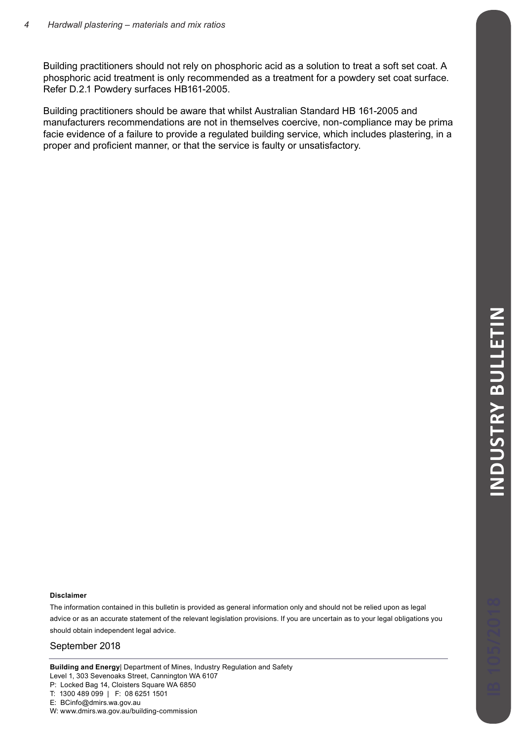Building practitioners should not rely on phosphoric acid as a solution to treat a soft set coat. A phosphoric acid treatment is only recommended as a treatment for a powdery set coat surface. Refer D.2.1 Powdery surfaces HB161-2005.

Building practitioners should be aware that whilst Australian Standard HB 161-2005 and manufacturers recommendations are not in themselves coercive, non-compliance may be prima facie evidence of a failure to provide a regulated building service, which includes plastering, in a proper and proficient manner, or that the service is faulty or unsatisfactory.

**Disclaimer**

The information contained in this bulletin is provided as general information only and should not be relied upon as legal advice or as an accurate statement of the relevant legislation provisions. If you are uncertain as to your legal obligations you should obtain independent legal advice.

September 2018

**Building and Energy**| Department of Mines, Industry Regulation and Safety
Level 1, 303 Sevenoaks Street, Cannington WA 6107
P: Locked Bag 14, Cloisters Square WA 6850
T: 1300 489 099 | F: 08 6251 1501
E: BCinfo@dmirs.wa.gov.au
W: www.dmirs.wa.gov.au/building-commission